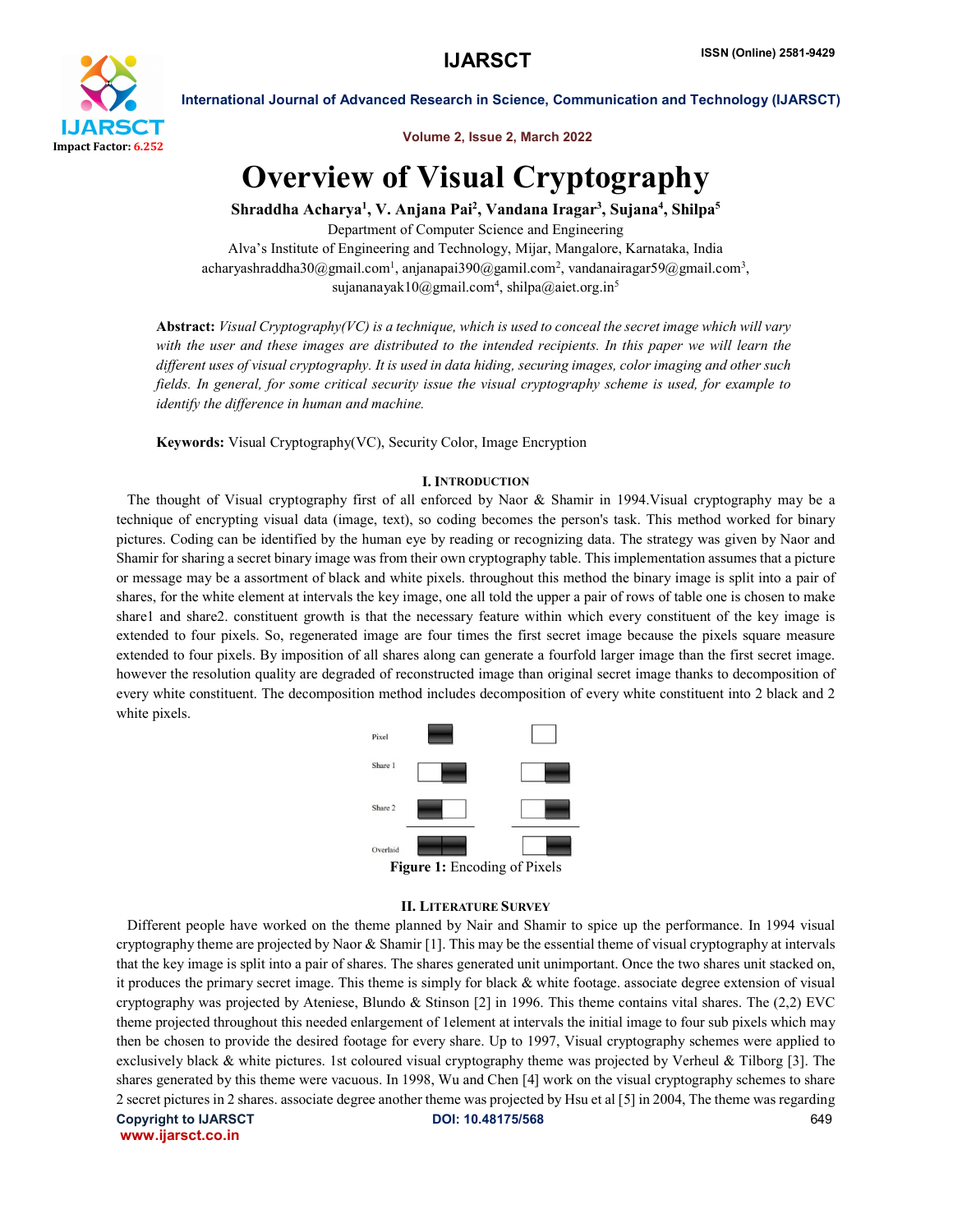# Overview of Visual Cryptography

**Shraddha Acharya[1], V. Anjana Pai[2], Vandana Iragar[3], Sujana[4], Shilpa[5]**

Department of Computer Science and Engineering
Alva's Institute of Engineering and Technology, Mijar, Mangalore, Karnataka, India
acharyashraddha30@gmail.com[1], anjanapai390@gamil.com[2], vandanairagar59@gmail.com[3], sujananayak10@gmail.com[4], shilpa@aiet.org.in[5]

**Abstract:** *Visual Cryptography(VC) is a technique, which is used to conceal the secret image which will vary with the user and these images are distributed to the intended recipients. In this paper we will learn the different uses of visual cryptography. It is used in data hiding, securing images, color imaging and other such fields. In general, for some critical security issue the visual cryptography scheme is used, for example to identify the difference in human and machine.*

**Keywords:** Visual Cryptography(VC), Security Color, Image Encryption

## I. Introduction

The thought of Visual cryptography first of all enforced by Naor & Shamir in 1994.Visual cryptography may be a technique of encrypting visual data (image, text), so coding becomes the person's task. This method worked for binary pictures. Coding can be identified by the human eye by reading or recognizing data. The strategy was given by Naor and Shamir for sharing a secret binary image was from their own cryptography table. This implementation assumes that a picture or message may be a assortment of black and white pixels. throughout this method the binary image is split into a pair of shares, for the white element at intervals the key image, one all told the upper a pair of rows of table one is chosen to make share1 and share2. constituent growth is that the necessary feature within which every constituent of the key image is extended to four pixels. So, regenerated image are four times the first secret image because the pixels square measure extended to four pixels. By imposition of all shares along can generate a fourfold larger image than the first secret image. however the resolution quality are degraded of reconstructed image than original secret image thanks to decomposition of every white constituent. The decomposition method includes decomposition of every white constituent into 2 black and 2 white pixels.

**Figure 1:** Encoding of Pixels

## II. Literature Survey

Different people have worked on the theme planned by Nair and Shamir to spice up the performance. In 1994 visual cryptography theme are projected by Naor & Shamir [1]. This may be the essential theme of visual cryptography at intervals that the key image is split into a pair of shares. The shares generated unit unimportant. Once the two shares unit stacked on, it produces the primary secret image. This theme is simply for black & white footage. associate degree extension of visual cryptography was projected by Ateniese, Blundo & Stinson [2] in 1996. This theme contains vital shares. The (2,2) EVC theme projected throughout this needed enlargement of 1element at intervals the initial image to four sub pixels which may then be chosen to provide the desired footage for every share. Up to 1997, Visual cryptography schemes were applied to exclusively black & white pictures. 1st coloured visual cryptography theme was projected by Verheul & Tilborg [3]. The shares generated by this theme were vacuous. In 1998, Wu and Chen [4] work on the visual cryptography schemes to share 2 secret pictures in 2 shares. associate degree another theme was projected by Hsu et al [5] in 2004, The theme was regarding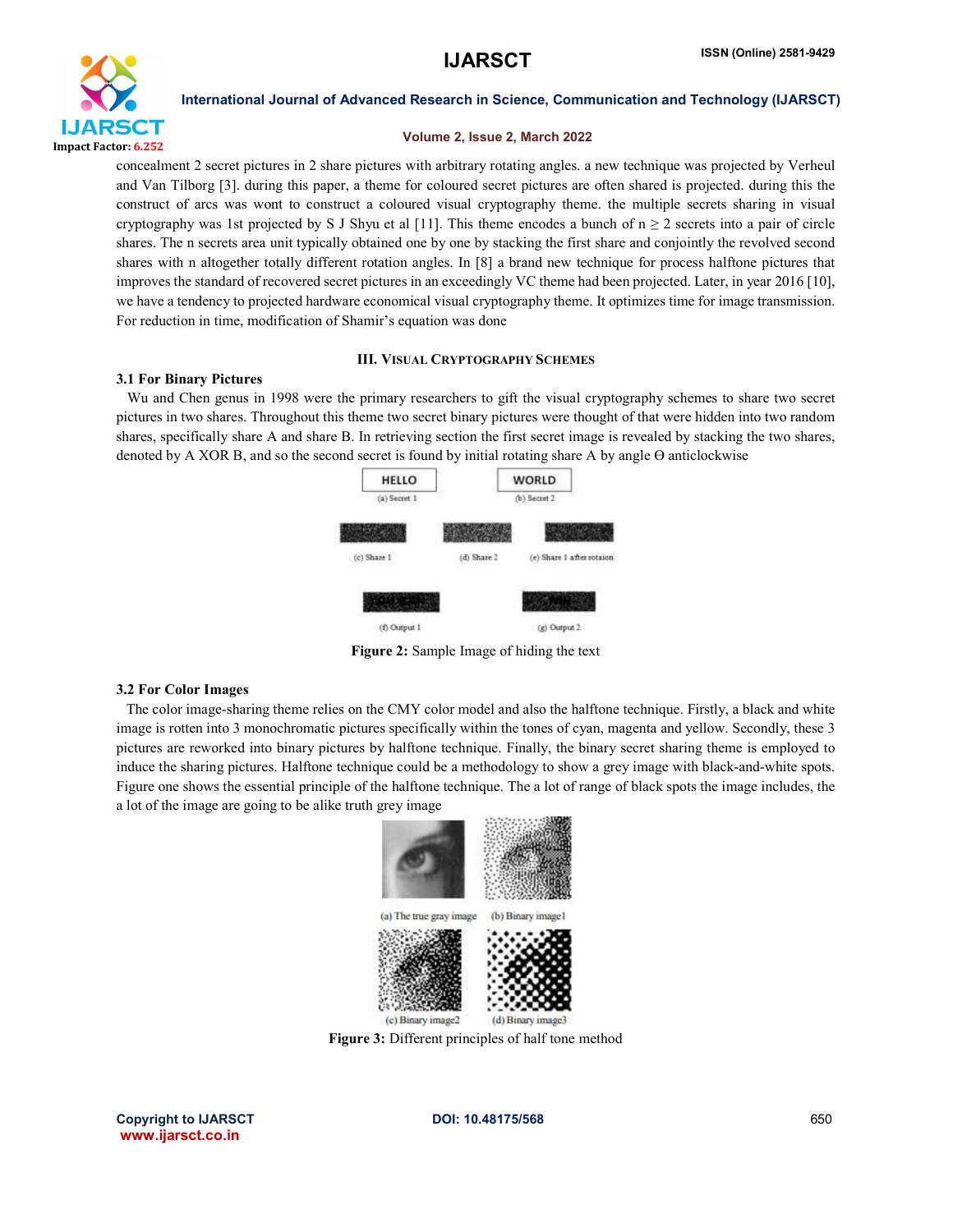concealment 2 secret pictures in 2 share pictures with arbitrary rotating angles. a new technique was projected by Verheul and Van Tilborg [3]. during this paper, a theme for coloured secret pictures are often shared is projected. during this the construct of arcs was wont to construct a coloured visual cryptography theme. the multiple secrets sharing in visual cryptography was 1st projected by S J Shyu et al [11]. This theme encodes a bunch of $n \geq 2$ secrets into a pair of circle shares. The n secrets area unit typically obtained one by one by stacking the first share and conjointly the revolved second shares with n altogether totally different rotation angles. In [8] a brand new technique for process halftone pictures that improves the standard of recovered secret pictures in an exceedingly VC theme had been projected. Later, in year 2016 [10], we have a tendency to projected hardware economical visual cryptography theme. It optimizes time for image transmission. For reduction in time, modification of Shamir's equation was done

## III. Visual Cryptography Schemes

### 3.1 For Binary Pictures

Wu and Chen genus in 1998 were the primary researchers to gift the visual cryptography schemes to share two secret pictures in two shares. Throughout this theme two secret binary pictures were thought of that were hidden into two random shares, specifically share A and share B. In retrieving section the first secret image is revealed by stacking the two shares, denoted by A XOR B, and so the second secret is found by initial rotating share A by angle Θ anticlockwise

(a) Secret 1 (b) Secret 2 (c) Share 1 (d) Share 2 (e) Share 1 after rotation (f) Output 1 (g) Output 2

**Figure 2:** Sample Image of hiding the text

### 3.2 For Color Images

The color image-sharing theme relies on the CMY color model and also the halftone technique. Firstly, a black and white image is rotten into 3 monochromatic pictures specifically within the tones of cyan, magenta and yellow. Secondly, these 3 pictures are reworked into binary pictures by halftone technique. Finally, the binary secret sharing theme is employed to induce the sharing pictures. Halftone technique could be a methodology to show a grey image with black-and-white spots. Figure one shows the essential principle of the halftone technique. The a lot of range of black spots the image includes, the a lot of the image are going to be alike truth grey image

(a) The true gray image (b) Binary image1 (c) Binary image2 (d) Binary image3

**Figure 3:** Different principles of half tone method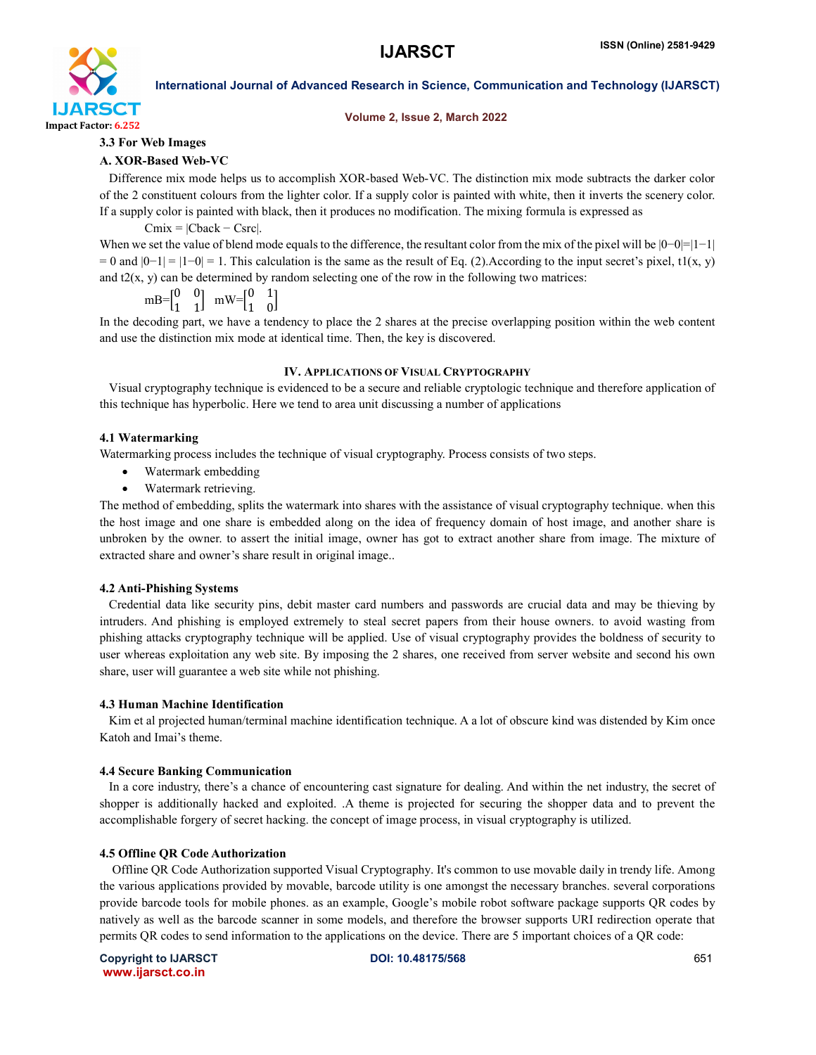### 3.3 For Web Images

#### A. XOR-Based Web-VC

Difference mix mode helps us to accomplish XOR-based Web-VC. The distinction mix mode subtracts the darker color of the 2 constituent colours from the lighter color. If a supply color is painted with white, then it inverts the scenery color. If a supply color is painted with black, then it produces no modification. The mixing formula is expressed as

$$C_{mix} = |C_{back} - C_{src}|.$$

When we set the value of blend mode equals to the difference, the resultant color from the mix of the pixel will be $|0-0|=|1-1| = 0$ and $|0-1| = |1-0| = 1$. This calculation is the same as the result of Eq. (2).According to the input secret's pixel, $t1(x, y)$ and $t2(x, y)$ can be determined by random selecting one of the row in the following two matrices:

$$mB=\begin{bmatrix} 0 & 0 \\ 1 & 1 \end{bmatrix} \quad mW=\begin{bmatrix} 0 & 1 \\ 1 & 0 \end{bmatrix}$$

In the decoding part, we have a tendency to place the 2 shares at the precise overlapping position within the web content and use the distinction mix mode at identical time. Then, the key is discovered.

## IV. Applications of Visual Cryptography

Visual cryptography technique is evidenced to be a secure and reliable cryptologic technique and therefore application of this technique has hyperbolic. Here we tend to area unit discussing a number of applications

### 4.1 Watermarking

Watermarking process includes the technique of visual cryptography. Process consists of two steps.

- Watermark embedding
- Watermark retrieving.

The method of embedding, splits the watermark into shares with the assistance of visual cryptography technique. when this the host image and one share is embedded along on the idea of frequency domain of host image, and another share is unbroken by the owner. to assert the initial image, owner has got to extract another share from image. The mixture of extracted share and owner's share result in original image..

### 4.2 Anti-Phishing Systems

Credential data like security pins, debit master card numbers and passwords are crucial data and may be thieving by intruders. And phishing is employed extremely to steal secret papers from their house owners. to avoid wasting from phishing attacks cryptography technique will be applied. Use of visual cryptography provides the boldness of security to user whereas exploitation any web site. By imposing the 2 shares, one received from server website and second his own share, user will guarantee a web site while not phishing.

### 4.3 Human Machine Identification

Kim et al projected human/terminal machine identification technique. A a lot of obscure kind was distended by Kim once Katoh and Imai's theme.

### 4.4 Secure Banking Communication

In a core industry, there's a chance of encountering cast signature for dealing. And within the net industry, the secret of shopper is additionally hacked and exploited. .A theme is projected for securing the shopper data and to prevent the accomplishable forgery of secret hacking. the concept of image process, in visual cryptography is utilized.

### 4.5 Offline QR Code Authorization

Offline QR Code Authorization supported Visual Cryptography. It's common to use movable daily in trendy life. Among the various applications provided by movable, barcode utility is one amongst the necessary branches. several corporations provide barcode tools for mobile phones. as an example, Google's mobile robot software package supports QR codes by natively as well as the barcode scanner in some models, and therefore the browser supports URI redirection operate that permits QR codes to send information to the applications on the device. There are 5 important choices of a QR code: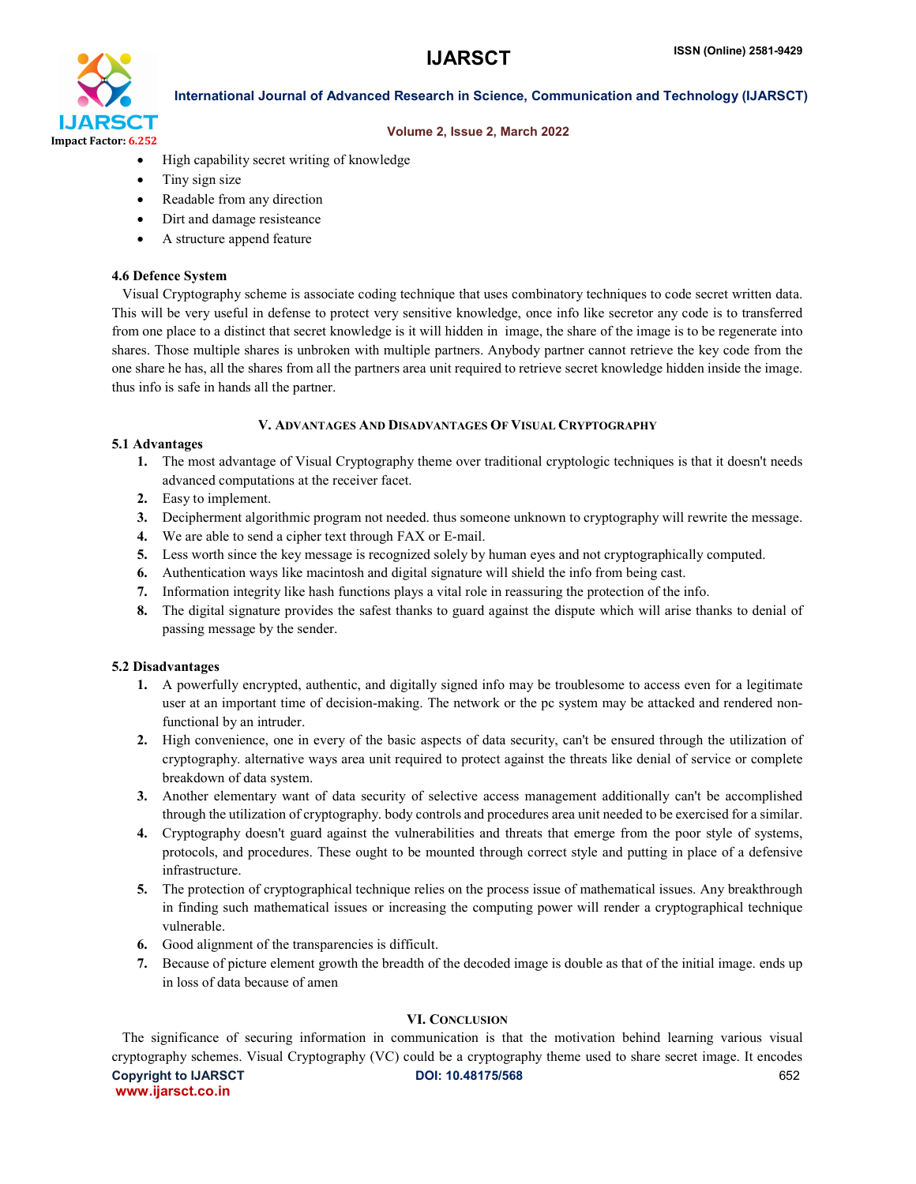- High capability secret writing of knowledge
- Tiny sign size
- Readable from any direction
- Dirt and damage resisteance
- A structure append feature

### 4.6 Defence System

Visual Cryptography scheme is associate coding technique that uses combinatory techniques to code secret written data. This will be very useful in defense to protect very sensitive knowledge, once info like secretor any code is to transferred from one place to a distinct that secret knowledge is it will hidden in image, the share of the image is to be regenerate into shares. Those multiple shares is unbroken with multiple partners. Anybody partner cannot retrieve the key code from the one share he has, all the shares from all the partners area unit required to retrieve secret knowledge hidden inside the image. thus info is safe in hands all the partner.

## V. Advantages And Disadvantages Of Visual Cryptography

### 5.1 Advantages

1. The most advantage of Visual Cryptography theme over traditional cryptologic techniques is that it doesn't needs advanced computations at the receiver facet.
2. Easy to implement.
3. Decipherment algorithmic program not needed. thus someone unknown to cryptography will rewrite the message.
4. We are able to send a cipher text through FAX or E-mail.
5. Less worth since the key message is recognized solely by human eyes and not cryptographically computed.
6. Authentication ways like macintosh and digital signature will shield the info from being cast.
7. Information integrity like hash functions plays a vital role in reassuring the protection of the info.
8. The digital signature provides the safest thanks to guard against the dispute which will arise thanks to denial of passing message by the sender.

### 5.2 Disadvantages

1. A powerfully encrypted, authentic, and digitally signed info may be troublesome to access even for a legitimate user at an important time of decision-making. The network or the pc system may be attacked and rendered non-functional by an intruder.
2. High convenience, one in every of the basic aspects of data security, can't be ensured through the utilization of cryptography. alternative ways area unit required to protect against the threats like denial of service or complete breakdown of data system.
3. Another elementary want of data security of selective access management additionally can't be accomplished through the utilization of cryptography. body controls and procedures area unit needed to be exercised for a similar.
4. Cryptography doesn't guard against the vulnerabilities and threats that emerge from the poor style of systems, protocols, and procedures. These ought to be mounted through correct style and putting in place of a defensive infrastructure.
5. The protection of cryptographical technique relies on the process issue of mathematical issues. Any breakthrough in finding such mathematical issues or increasing the computing power will render a cryptographical technique vulnerable.
6. Good alignment of the transparencies is difficult.
7. Because of picture element growth the breadth of the decoded image is double as that of the initial image. ends up in loss of data because of amen

## VI. Conclusion

The significance of securing information in communication is that the motivation behind learning various visual cryptography schemes. Visual Cryptography (VC) could be a cryptography theme used to share secret image. It encodes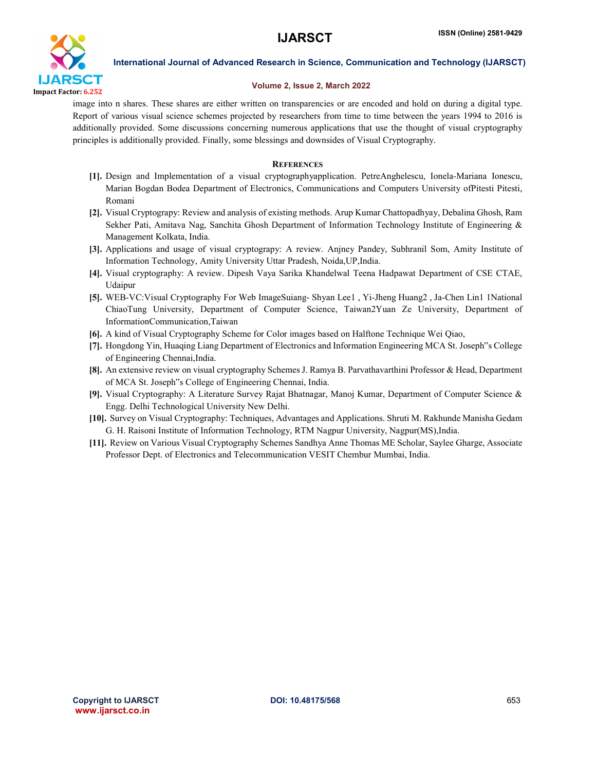image into n shares. These shares are either written on transparencies or are encoded and hold on during a digital type. Report of various visual science schemes projected by researchers from time to time between the years 1994 to 2016 is additionally provided. Some discussions concerning numerous applications that use the thought of visual cryptography principles is additionally provided. Finally, some blessings and downsides of Visual Cryptography.

## References

[1]. Design and Implementation of a visual cryptographyapplication. PetreAnghelescu, Ionela-Mariana Ionescu, Marian Bogdan Bodea Department of Electronics, Communications and Computers University ofPitesti Pitesti, Romani

[2]. Visual Cryptograpy: Review and analysis of existing methods. Arup Kumar Chattopadhyay, Debalina Ghosh, Ram Sekher Pati, Amitava Nag, Sanchita Ghosh Department of Information Technology Institute of Engineering & Management Kolkata, India.

[3]. Applications and usage of visual cryptograpy: A review. Anjney Pandey, Subhranil Som, Amity Institute of Information Technology, Amity University Uttar Pradesh, Noida,UP,India.

[4]. Visual cryptography: A review. Dipesh Vaya Sarika Khandelwal Teena Hadpawat Department of CSE CTAE, Udaipur

[5]. WEB-VC:Visual Cryptography For Web ImageSuiang- Shyan Lee1 , Yi-Jheng Huang2 , Ja-Chen Lin1 1National ChiaoTung University, Department of Computer Science, Taiwan2Yuan Ze University, Department of InformationCommunication,Taiwan

[6]. A kind of Visual Cryptography Scheme for Color images based on Halftone Technique Wei Qiao,

[7]. Hongdong Yin, Huaqing Liang Department of Electronics and Information Engineering MCA St. Joseph"s College of Engineering Chennai,India.

[8]. An extensive review on visual cryptography Schemes J. Ramya B. Parvathavarthini Professor & Head, Department of MCA St. Joseph"s College of Engineering Chennai, India.

[9]. Visual Cryptography: A Literature Survey Rajat Bhatnagar, Manoj Kumar, Department of Computer Science & Engg. Delhi Technological University New Delhi.

[10]. Survey on Visual Cryptography: Techniques, Advantages and Applications. Shruti M. Rakhunde Manisha Gedam G. H. Raisoni Institute of Information Technology, RTM Nagpur University, Nagpur(MS),India.

[11]. Review on Various Visual Cryptography Schemes Sandhya Anne Thomas ME Scholar, Saylee Gharge, Associate Professor Dept. of Electronics and Telecommunication VESIT Chembur Mumbai, India.